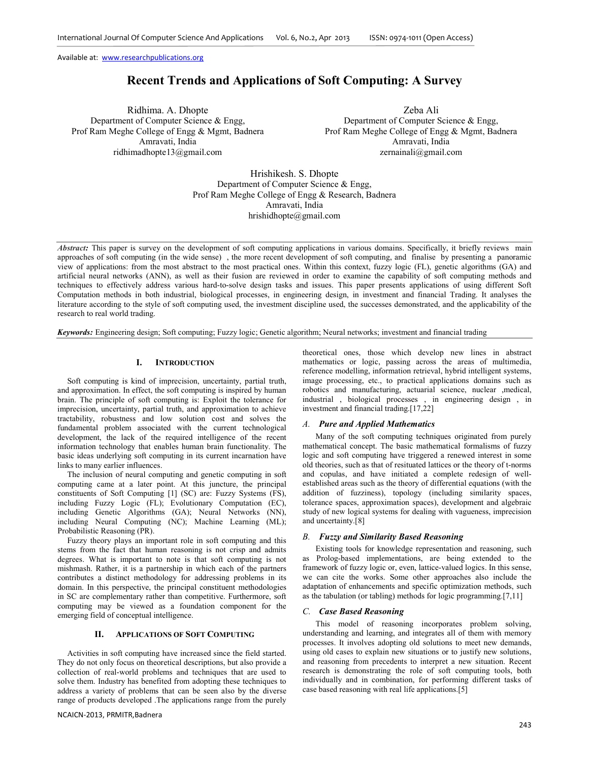Available at: www.researchpublications.org

# Recent Trends and Applications of Soft Computing: A Survey

Ridhima. A. Dhopte
Department of Computer Science & Engg,
Prof Ram Meghe College of Engg & Mgmt, Badnera
Amravati, India
ridhimadhopte13@gmail.com

Zeba Ali
Department of Computer Science & Engg,
Prof Ram Meghe College of Engg & Mgmt, Badnera
Amravati, India
zernainali@gmail.com

Hrishikesh. S. Dhopte
Department of Computer Science & Engg,
Prof Ram Meghe College of Engg & Research, Badnera
Amravati, India
hrishidhopte@gmail.com

***Abstract:*** This paper is survey on the development of soft computing applications in various domains. Specifically, it briefly reviews main approaches of soft computing (in the wide sense) , the more recent development of soft computing, and finalise by presenting a panoramic view of applications: from the most abstract to the most practical ones. Within this context, fuzzy logic (FL), genetic algorithms (GA) and artificial neural networks (ANN), as well as their fusion are reviewed in order to examine the capability of soft computing methods and techniques to effectively address various hard-to-solve design tasks and issues. This paper presents applications of using different Soft Computation methods in both industrial, biological processes, in engineering design, in investment and financial Trading. It analyses the literature according to the style of soft computing used, the investment discipline used, the successes demonstrated, and the applicability of the research to real world trading.

***Keywords:*** Engineering design; Soft computing; Fuzzy logic; Genetic algorithm; Neural networks; investment and financial trading

## I. Introduction

Soft computing is kind of imprecision, uncertainty, partial truth, and approximation. In effect, the soft computing is inspired by human brain. The principle of soft computing is: Exploit the tolerance for imprecision, uncertainty, partial truth, and approximation to achieve tractability, robustness and low solution cost and solves the fundamental problem associated with the current technological development, the lack of the required intelligence of the recent information technology that enables human brain functionality. The basic ideas underlying soft computing in its current incarnation have links to many earlier influences.

The inclusion of neural computing and genetic computing in soft computing came at a later point. At this juncture, the principal constituents of Soft Computing [1] (SC) are: Fuzzy Systems (FS), including Fuzzy Logic (FL); Evolutionary Computation (EC), including Genetic Algorithms (GA); Neural Networks (NN), including Neural Computing (NC); Machine Learning (ML); Probabilistic Reasoning (PR).

Fuzzy theory plays an important role in soft computing and this stems from the fact that human reasoning is not crisp and admits degrees. What is important to note is that soft computing is not mishmash. Rather, it is a partnership in which each of the partners contributes a distinct methodology for addressing problems in its domain. In this perspective, the principal constituent methodologies in SC are complementary rather than competitive. Furthermore, soft computing may be viewed as a foundation component for the emerging field of conceptual intelligence.

## II. Applications of Soft Computing

Activities in soft computing have increased since the field started. They do not only focus on theoretical descriptions, but also provide a collection of real-world problems and techniques that are used to solve them. Industry has benefited from adopting these techniques to address a variety of problems that can be seen also by the diverse range of products developed .The applications range from the purely theoretical ones, those which develop new lines in abstract mathematics or logic, passing across the areas of multimedia, reference modelling, information retrieval, hybrid intelligent systems, image processing, etc., to practical applications domains such as robotics and manufacturing, actuarial science, nuclear ,medical, industrial , biological processes , in engineering design , in investment and financial trading.[17,22]

### *A. Pure and Applied Mathematics*

Many of the soft computing techniques originated from purely mathematical concept. The basic mathematical formalisms of fuzzy logic and soft computing have triggered a renewed interest in some old theories, such as that of resituated lattices or the theory of t-norms and copulas, and have initiated a complete redesign of well-established areas such as the theory of differential equations (with the addition of fuzziness), topology (including similarity spaces, tolerance spaces, approximation spaces), development and algebraic study of new logical systems for dealing with vagueness, imprecision and uncertainty.[8]

### *B. Fuzzy and Similarity Based Reasoning*

Existing tools for knowledge representation and reasoning, such as Prolog-based implementations, are being extended to the framework of fuzzy logic or, even, lattice-valued logics. In this sense, we can cite the works. Some other approaches also include the adaptation of enhancements and specific optimization methods, such as the tabulation (or tabling) methods for logic programming.[7,11]

### *C. Case Based Reasoning*

This model of reasoning incorporates problem solving, understanding and learning, and integrates all of them with memory processes. It involves adopting old solutions to meet new demands, using old cases to explain new situations or to justify new solutions, and reasoning from precedents to interpret a new situation. Recent research is demonstrating the role of soft computing tools, both individually and in combination, for performing different tasks of case based reasoning with real life applications.[5]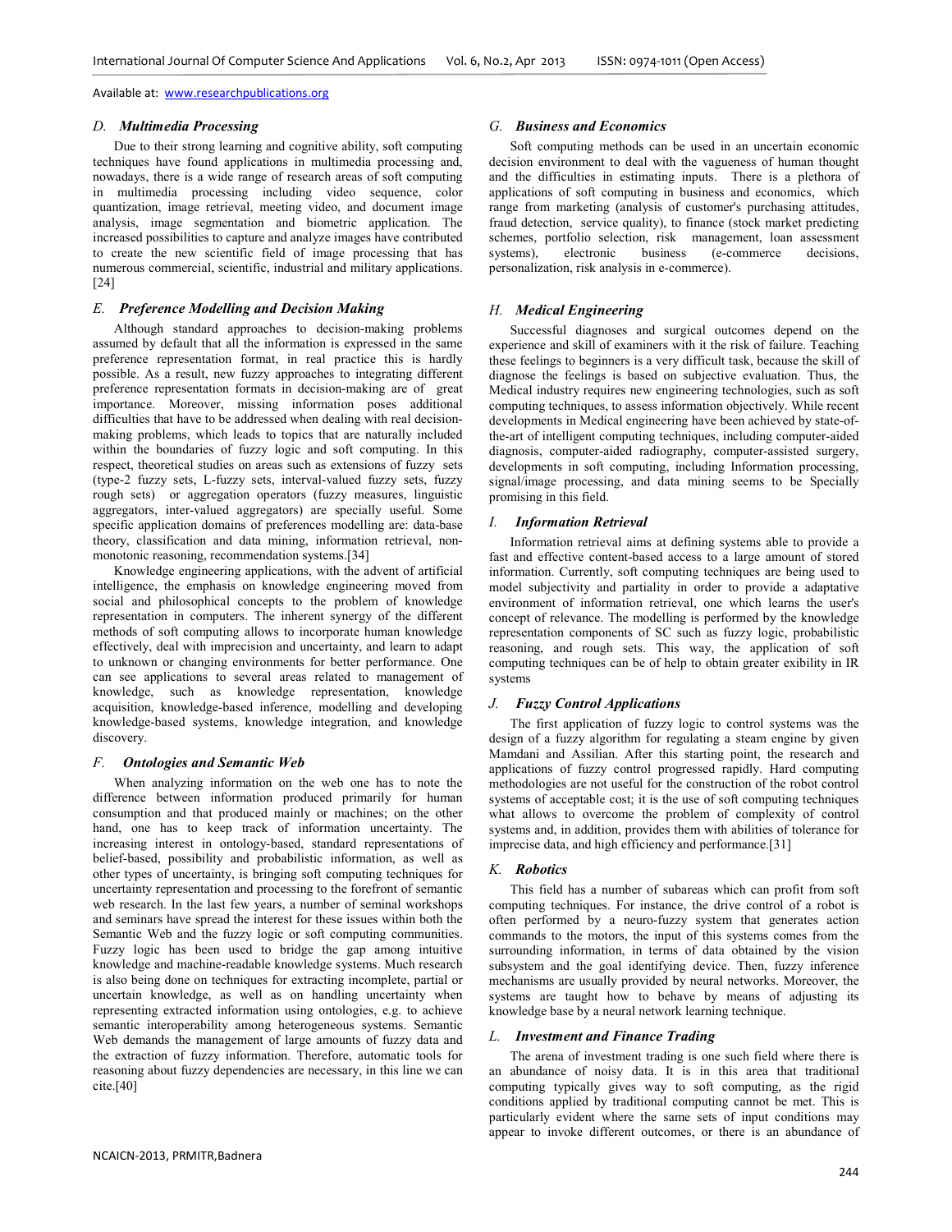Available at: www.researchpublications.org

### D. *Multimedia Processing*

Due to their strong learning and cognitive ability, soft computing techniques have found applications in multimedia processing and, nowadays, there is a wide range of research areas of soft computing in multimedia processing including video sequence, color quantization, image retrieval, meeting video, and document image analysis, image segmentation and biometric application. The increased possibilities to capture and analyze images have contributed to create the new scientific field of image processing that has numerous commercial, scientific, industrial and military applications. [24]

### E. *Preference Modelling and Decision Making*

Although standard approaches to decision-making problems assumed by default that all the information is expressed in the same preference representation format, in real practice this is hardly possible. As a result, new fuzzy approaches to integrating different preference representation formats in decision-making are of great importance. Moreover, missing information poses additional difficulties that have to be addressed when dealing with real decision-making problems, which leads to topics that are naturally included within the boundaries of fuzzy logic and soft computing. In this respect, theoretical studies on areas such as extensions of fuzzy sets (type-2 fuzzy sets, L-fuzzy sets, interval-valued fuzzy sets, fuzzy rough sets) or aggregation operators (fuzzy measures, linguistic aggregators, inter-valued aggregators) are specially useful. Some specific application domains of preferences modelling are: data-base theory, classification and data mining, information retrieval, non-monotonic reasoning, recommendation systems.[34]

Knowledge engineering applications, with the advent of artificial intelligence, the emphasis on knowledge engineering moved from social and philosophical concepts to the problem of knowledge representation in computers. The inherent synergy of the different methods of soft computing allows to incorporate human knowledge effectively, deal with imprecision and uncertainty, and learn to adapt to unknown or changing environments for better performance. One can see applications to several areas related to management of knowledge, such as knowledge representation, knowledge acquisition, knowledge-based inference, modelling and developing knowledge-based systems, knowledge integration, and knowledge discovery.

### F. *Ontologies and Semantic Web*

When analyzing information on the web one has to note the difference between information produced primarily for human consumption and that produced mainly or machines; on the other hand, one has to keep track of information uncertainty. The increasing interest in ontology-based, standard representations of belief-based, possibility and probabilistic information, as well as other types of uncertainty, is bringing soft computing techniques for uncertainty representation and processing to the forefront of semantic web research. In the last few years, a number of seminal workshops and seminars have spread the interest for these issues within both the Semantic Web and the fuzzy logic or soft computing communities. Fuzzy logic has been used to bridge the gap among intuitive knowledge and machine-readable knowledge systems. Much research is also being done on techniques for extracting incomplete, partial or uncertain knowledge, as well as on handling uncertainty when representing extracted information using ontologies, e.g. to achieve semantic interoperability among heterogeneous systems. Semantic Web demands the management of large amounts of fuzzy data and the extraction of fuzzy information. Therefore, automatic tools for reasoning about fuzzy dependencies are necessary, in this line we can cite.[40]

### G. *Business and Economics*

Soft computing methods can be used in an uncertain economic decision environment to deal with the vagueness of human thought and the difficulties in estimating inputs. There is a plethora of applications of soft computing in business and economics, which range from marketing (analysis of customer's purchasing attitudes, fraud detection, service quality), to finance (stock market predicting schemes, portfolio selection, risk management, loan assessment systems), electronic business (e-commerce decisions, personalization, risk analysis in e-commerce).

### H. *Medical Engineering*

Successful diagnoses and surgical outcomes depend on the experience and skill of examiners with it the risk of failure. Teaching these feelings to beginners is a very difficult task, because the skill of diagnose the feelings is based on subjective evaluation. Thus, the Medical industry requires new engineering technologies, such as soft computing techniques, to assess information objectively. While recent developments in Medical engineering have been achieved by state-of-the-art of intelligent computing techniques, including computer-aided diagnosis, computer-aided radiography, computer-assisted surgery, developments in soft computing, including Information processing, signal/image processing, and data mining seems to be Specially promising in this field.

### I. *Information Retrieval*

Information retrieval aims at defining systems able to provide a fast and effective content-based access to a large amount of stored information. Currently, soft computing techniques are being used to model subjectivity and partiality in order to provide a adaptative environment of information retrieval, one which learns the user's concept of relevance. The modelling is performed by the knowledge representation components of SC such as fuzzy logic, probabilistic reasoning, and rough sets. This way, the application of soft computing techniques can be of help to obtain greater exibility in IR systems

### J. *Fuzzy Control Applications*

The first application of fuzzy logic to control systems was the design of a fuzzy algorithm for regulating a steam engine by given Mamdani and Assilian. After this starting point, the research and applications of fuzzy control progressed rapidly. Hard computing methodologies are not useful for the construction of the robot control systems of acceptable cost; it is the use of soft computing techniques what allows to overcome the problem of complexity of control systems and, in addition, provides them with abilities of tolerance for imprecise data, and high efficiency and performance.[31]

### K. *Robotics*

This field has a number of subareas which can profit from soft computing techniques. For instance, the drive control of a robot is often performed by a neuro-fuzzy system that generates action commands to the motors, the input of this systems comes from the surrounding information, in terms of data obtained by the vision subsystem and the goal identifying device. Then, fuzzy inference mechanisms are usually provided by neural networks. Moreover, the systems are taught how to behave by means of adjusting its knowledge base by a neural network learning technique.

### L. *Investment and Finance Trading*

The arena of investment trading is one such field where there is an abundance of noisy data. It is in this area that traditional computing typically gives way to soft computing, as the rigid conditions applied by traditional computing cannot be met. This is particularly evident where the same sets of input conditions may appear to invoke different outcomes, or there is an abundance of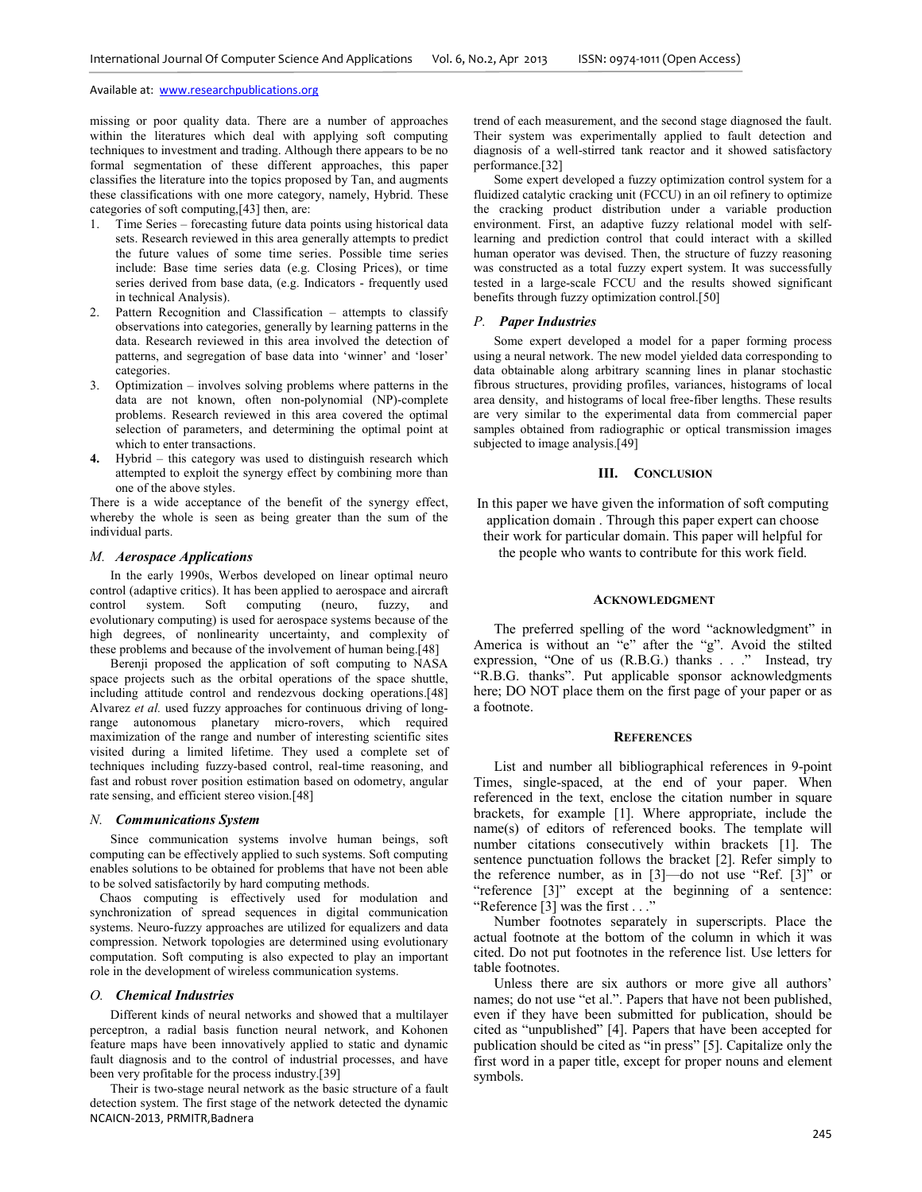missing or poor quality data. There are a number of approaches within the literatures which deal with applying soft computing techniques to investment and trading. Although there appears to be no formal segmentation of these different approaches, this paper classifies the literature into the topics proposed by Tan, and augments these classifications with one more category, namely, Hybrid. These categories of soft computing,[43] then, are:

1. Time Series – forecasting future data points using historical data sets. Research reviewed in this area generally attempts to predict the future values of some time series. Possible time series include: Base time series data (e.g. Closing Prices), or time series derived from base data, (e.g. Indicators - frequently used in technical Analysis).
2. Pattern Recognition and Classification – attempts to classify observations into categories, generally by learning patterns in the data. Research reviewed in this area involved the detection of patterns, and segregation of base data into 'winner' and 'loser' categories.
3. Optimization – involves solving problems where patterns in the data are not known, often non-polynomial (NP)-complete problems. Research reviewed in this area covered the optimal selection of parameters, and determining the optimal point at which to enter transactions.
4. Hybrid – this category was used to distinguish research which attempted to exploit the synergy effect by combining more than one of the above styles.

There is a wide acceptance of the benefit of the synergy effect, whereby the whole is seen as being greater than the sum of the individual parts.

### *M. Aerospace Applications*

In the early 1990s, Werbos developed on linear optimal neuro control (adaptive critics). It has been applied to aerospace and aircraft control system. Soft computing (neuro, fuzzy, and evolutionary computing) is used for aerospace systems because of the high degrees, of nonlinearity uncertainty, and complexity of these problems and because of the involvement of human being.[48]

Berenji proposed the application of soft computing to NASA space projects such as the orbital operations of the space shuttle, including attitude control and rendezvous docking operations.[48] Alvarez *et al.* used fuzzy approaches for continuous driving of long-range autonomous planetary micro-rovers, which required maximization of the range and number of interesting scientific sites visited during a limited lifetime. They used a complete set of techniques including fuzzy-based control, real-time reasoning, and fast and robust rover position estimation based on odometry, angular rate sensing, and efficient stereo vision.[48]

### *N. Communications System*

Since communication systems involve human beings, soft computing can be effectively applied to such systems. Soft computing enables solutions to be obtained for problems that have not been able to be solved satisfactorily by hard computing methods.

Chaos computing is effectively used for modulation and synchronization of spread sequences in digital communication systems. Neuro-fuzzy approaches are utilized for equalizers and data compression. Network topologies are determined using evolutionary computation. Soft computing is also expected to play an important role in the development of wireless communication systems.

### *O. Chemical Industries*

Different kinds of neural networks and showed that a multilayer perceptron, a radial basis function neural network, and Kohonen feature maps have been innovatively applied to static and dynamic fault diagnosis and to the control of industrial processes, and have been very profitable for the process industry.[39]

Their is two-stage neural network as the basic structure of a fault detection system. The first stage of the network detected the dynamic trend of each measurement, and the second stage diagnosed the fault. Their system was experimentally applied to fault detection and diagnosis of a well-stirred tank reactor and it showed satisfactory performance.[32]

Some expert developed a fuzzy optimization control system for a fluidized catalytic cracking unit (FCCU) in an oil refinery to optimize the cracking product distribution under a variable production environment. First, an adaptive fuzzy relational model with self-learning and prediction control that could interact with a skilled human operator was devised. Then, the structure of fuzzy reasoning was constructed as a total fuzzy expert system. It was successfully tested in a large-scale FCCU and the results showed significant benefits through fuzzy optimization control.[50]

### *P. Paper Industries*

Some expert developed a model for a paper forming process using a neural network. The new model yielded data corresponding to data obtainable along arbitrary scanning lines in planar stochastic fibrous structures, providing profiles, variances, histograms of local area density, and histograms of local free-fiber lengths. These results are very similar to the experimental data from commercial paper samples obtained from radiographic or optical transmission images subjected to image analysis.[49]

## III. Conclusion

In this paper we have given the information of soft computing application domain . Through this paper expert can choose their work for particular domain. This paper will helpful for the people who wants to contribute for this work field.

## Acknowledgment

The preferred spelling of the word "acknowledgment" in America is without an "e" after the "g". Avoid the stilted expression, "One of us (R.B.G.) thanks . . ." Instead, try "R.B.G. thanks". Put applicable sponsor acknowledgments here; DO NOT place them on the first page of your paper or as a footnote.

## References

List and number all bibliographical references in 9-point Times, single-spaced, at the end of your paper. When referenced in the text, enclose the citation number in square brackets, for example [1]. Where appropriate, include the name(s) of editors of referenced books. The template will number citations consecutively within brackets [1]. The sentence punctuation follows the bracket [2]. Refer simply to the reference number, as in [3]—do not use "Ref. [3]" or "reference [3]" except at the beginning of a sentence: "Reference [3] was the first . . ."

Number footnotes separately in superscripts. Place the actual footnote at the bottom of the column in which it was cited. Do not put footnotes in the reference list. Use letters for table footnotes.

Unless there are six authors or more give all authors' names; do not use "et al.". Papers that have not been published, even if they have been submitted for publication, should be cited as "unpublished" [4]. Papers that have been accepted for publication should be cited as "in press" [5]. Capitalize only the first word in a paper title, except for proper nouns and element symbols.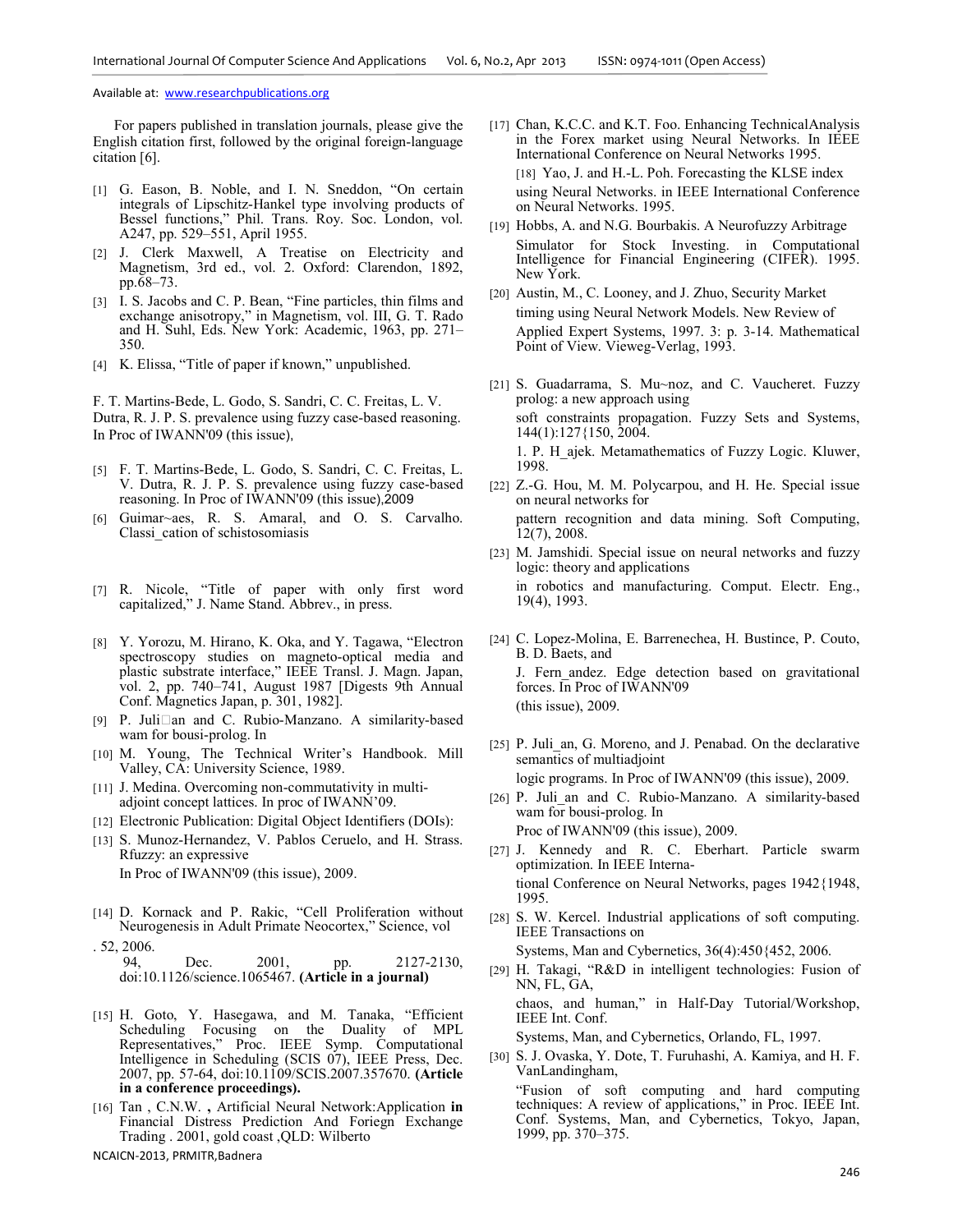For papers published in translation journals, please give the English citation first, followed by the original foreign-language citation [6].

[1] G. Eason, B. Noble, and I. N. Sneddon, “On certain integrals of Lipschitz-Hankel type involving products of Bessel functions,” Phil. Trans. Roy. Soc. London, vol. A247, pp. 529–551, April 1955.

[2] J. Clerk Maxwell, A Treatise on Electricity and Magnetism, 3rd ed., vol. 2. Oxford: Clarendon, 1892, pp.68–73.

[3] I. S. Jacobs and C. P. Bean, “Fine particles, thin films and exchange anisotropy,” in Magnetism, vol. III, G. T. Rado and H. Suhl, Eds. New York: Academic, 1963, pp. 271–350.

[4] K. Elissa, “Title of paper if known,” unpublished.

F. T. Martins-Bede, L. Godo, S. Sandri, C. C. Freitas, L. V. Dutra, R. J. P. S. prevalence using fuzzy case-based reasoning. In Proc of IWANN'09 (this issue),

[5] F. T. Martins-Bede, L. Godo, S. Sandri, C. C. Freitas, L. V. Dutra, R. J. P. S. prevalence using fuzzy case-based reasoning. In Proc of IWANN'09 (this issue),2009

[6] Guimar~aes, R. S. Amaral, and O. S. Carvalho. Classi_cation of schistosomiasis

[7] R. Nicole, “Title of paper with only first word capitalized,” J. Name Stand. Abbrev., in press.

[8] Y. Yorozu, M. Hirano, K. Oka, and Y. Tagawa, “Electron spectroscopy studies on magneto-optical media and plastic substrate interface,” IEEE Transl. J. Magn. Japan, vol. 2, pp. 740–741, August 1987 [Digests 9th Annual Conf. Magnetics Japan, p. 301, 1982].

[9] P. Juli□an and C. Rubio-Manzano. A similarity-based wam for bousi-prolog. In

[10] M. Young, The Technical Writer’s Handbook. Mill Valley, CA: University Science, 1989.

[11] J. Medina. Overcoming non-commutativity in multi-adjoint concept lattices. In proc of IWANN’09.

[12] Electronic Publication: Digital Object Identifiers (DOIs):

[13] S. Munoz-Hernandez, V. Pablos Ceruelo, and H. Strass. Rfuzzy: an expressive

In Proc of IWANN'09 (this issue), 2009.

[14] D. Kornack and P. Rakic, “Cell Proliferation without Neurogenesis in Adult Primate Neocortex,” Science, vol

. 52, 2006.
94, Dec. 2001, pp. 2127-2130, doi:10.1126/science.1065467. **(Article in a journal)**

[15] H. Goto, Y. Hasegawa, and M. Tanaka, “Efficient Scheduling Focusing on the Duality of MPL Representatives,” Proc. IEEE Symp. Computational Intelligence in Scheduling (SCIS 07), IEEE Press, Dec. 2007, pp. 57-64, doi:10.1109/SCIS.2007.357670. **(Article in a conference proceedings).**

[16] Tan , C.N.W. **,** Artificial Neural Network:Application **in** Financial Distress Prediction And Foriegn Exchange Trading . 2001, gold coast ,QLD: Wilberto

[17] Chan, K.C.C. and K.T. Foo. Enhancing TechnicalAnalysis in the Forex market using Neural Networks. In IEEE International Conference on Neural Networks 1995.

[18] Yao, J. and H.-L. Poh. Forecasting the KLSE index using Neural Networks. in IEEE International Conference on Neural Networks. 1995.

[19] Hobbs, A. and N.G. Bourbakis. A Neurofuzzy Arbitrage Simulator for Stock Investing. in Computational Intelligence for Financial Engineering (CIFER). 1995. New York.

[20] Austin, M., C. Looney, and J. Zhuo, Security Market timing using Neural Network Models. New Review of Applied Expert Systems, 1997. 3: p. 3-14. Mathematical Point of View. Vieweg-Verlag, 1993.

[21] S. Guadarrama, S. Mu~noz, and C. Vaucheret. Fuzzy prolog: a new approach using

soft constraints propagation. Fuzzy Sets and Systems, 144(1):127{150, 2004.

1. P. H_ajek. Metamathematics of Fuzzy Logic. Kluwer, 1998.

[22] Z.-G. Hou, M. M. Polycarpou, and H. He. Special issue on neural networks for

pattern recognition and data mining. Soft Computing, 12(7), 2008.

[23] M. Jamshidi. Special issue on neural networks and fuzzy logic: theory and applications

in robotics and manufacturing. Comput. Electr. Eng., 19(4), 1993.

[24] C. Lopez-Molina, E. Barrenechea, H. Bustince, P. Couto, B. D. Baets, and

J. Fern_andez. Edge detection based on gravitational forces. In Proc of IWANN'09

(this issue), 2009.

[25] P. Juli_an, G. Moreno, and J. Penabad. On the declarative semantics of multiadjoint

logic programs. In Proc of IWANN'09 (this issue), 2009.

[26] P. Juli_an and C. Rubio-Manzano. A similarity-based wam for bousi-prolog. In

Proc of IWANN'09 (this issue), 2009.

[27] J. Kennedy and R. C. Eberhart. Particle swarm optimization. In IEEE Interna-

tional Conference on Neural Networks, pages 1942{1948, 1995.

[28] S. W. Kercel. Industrial applications of soft computing. IEEE Transactions on

Systems, Man and Cybernetics, 36(4):450{452, 2006.

[29] H. Takagi, “R&D in intelligent technologies: Fusion of NN, FL, GA,

chaos, and human,” in Half-Day Tutorial/Workshop, IEEE Int. Conf.

Systems, Man, and Cybernetics, Orlando, FL, 1997.

[30] S. J. Ovaska, Y. Dote, T. Furuhashi, A. Kamiya, and H. F. VanLandingham,

“Fusion of soft computing and hard computing techniques: A review of applications,” in Proc. IEEE Int. Conf. Systems, Man, and Cybernetics, Tokyo, Japan, 1999, pp. 370–375.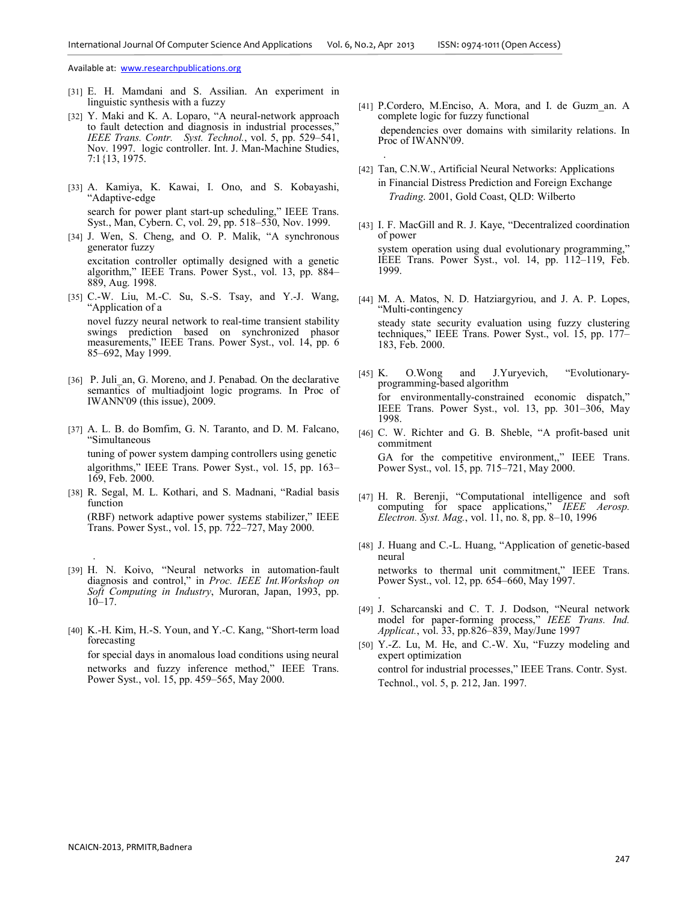Available at: www.researchpublications.org

[31] E. H. Mamdani and S. Assilian. An experiment in linguistic synthesis with a fuzzy

[32] Y. Maki and K. A. Loparo, "A neural-network approach to fault detection and diagnosis in industrial processes," *IEEE Trans. Contr. Syst. Technol.*, vol. 5, pp. 529–541, Nov. 1997. logic controller. Int. J. Man-Machine Studies, 7:1{13, 1975.

[33] A. Kamiya, K. Kawai, I. Ono, and S. Kobayashi, "Adaptive-edge

search for power plant start-up scheduling," IEEE Trans. Syst., Man, Cybern. C, vol. 29, pp. 518–530, Nov. 1999.

[34] J. Wen, S. Cheng, and O. P. Malik, "A synchronous generator fuzzy

excitation controller optimally designed with a genetic algorithm," IEEE Trans. Power Syst., vol. 13, pp. 884–889, Aug. 1998.

[35] C.-W. Liu, M.-C. Su, S.-S. Tsay, and Y.-J. Wang, "Application of a

novel fuzzy neural network to real-time transient stability swings prediction based on synchronized phasor measurements," IEEE Trans. Power Syst., vol. 14, pp. 6 85–692, May 1999.

[36] P. Juli_an, G. Moreno, and J. Penabad. On the declarative semantics of multiadjoint logic programs. In Proc of IWANN'09 (this issue), 2009.

[37] A. L. B. do Bomfim, G. N. Taranto, and D. M. Falcano, "Simultaneous

tuning of power system damping controllers using genetic algorithms," IEEE Trans. Power Syst., vol. 15, pp. 163–169, Feb. 2000.

[38] R. Segal, M. L. Kothari, and S. Madnani, "Radial basis function

(RBF) network adaptive power systems stabilizer," IEEE Trans. Power Syst., vol. 15, pp. 722–727, May 2000.

.

[39] H. N. Koivo, "Neural networks in automation-fault diagnosis and control," in *Proc. IEEE Int.Workshop on Soft Computing in Industry*, Muroran, Japan, 1993, pp. 10–17.

[40] K.-H. Kim, H.-S. Youn, and Y.-C. Kang, "Short-term load forecasting

for special days in anomalous load conditions using neural networks and fuzzy inference method," IEEE Trans. Power Syst., vol. 15, pp. 459–565, May 2000.

[41] P.Cordero, M.Enciso, A. Mora, and I. de Guzm_an. A complete logic for fuzzy functional

dependencies over domains with similarity relations. In Proc of IWANN'09.

.

[42] Tan, C.N.W., Artificial Neural Networks: Applications in Financial Distress Prediction and Foreign Exchange *Trading*. 2001, Gold Coast, QLD: Wilberto

[43] I. F. MacGill and R. J. Kaye, "Decentralized coordination of power

system operation using dual evolutionary programming," IEEE Trans. Power Syst., vol. 14, pp. 112–119, Feb. 1999.

[44] M. A. Matos, N. D. Hatziargyriou, and J. A. P. Lopes, "Multi-contingency

steady state security evaluation using fuzzy clustering techniques," IEEE Trans. Power Syst., vol. 15, pp. 177–183, Feb. 2000.

[45] K. O.Wong and J.Yuryevich, "Evolutionary-programming-based algorithm

for environmentally-constrained economic dispatch," IEEE Trans. Power Syst., vol. 13, pp. 301–306, May 1998.

[46] C. W. Richter and G. B. Sheble, "A profit-based unit commitment

GA for the competitive environment,," IEEE Trans. Power Syst., vol. 15, pp. 715–721, May 2000.

[47] H. R. Berenji, "Computational intelligence and soft computing for space applications," *IEEE Aerosp. Electron. Syst. Mag.*, vol. 11, no. 8, pp. 8–10, 1996

[48] J. Huang and C.-L. Huang, "Application of genetic-based neural

networks to thermal unit commitment," IEEE Trans. Power Syst., vol. 12, pp. 654–660, May 1997.

.

[49] J. Scharcanski and C. T. J. Dodson, "Neural network model for paper-forming process," *IEEE Trans. Ind. Applicat.*, vol. 33, pp.826–839, May/June 1997

[50] Y.-Z. Lu, M. He, and C.-W. Xu, "Fuzzy modeling and expert optimization

control for industrial processes," IEEE Trans. Contr. Syst. Technol., vol. 5, p. 212, Jan. 1997.